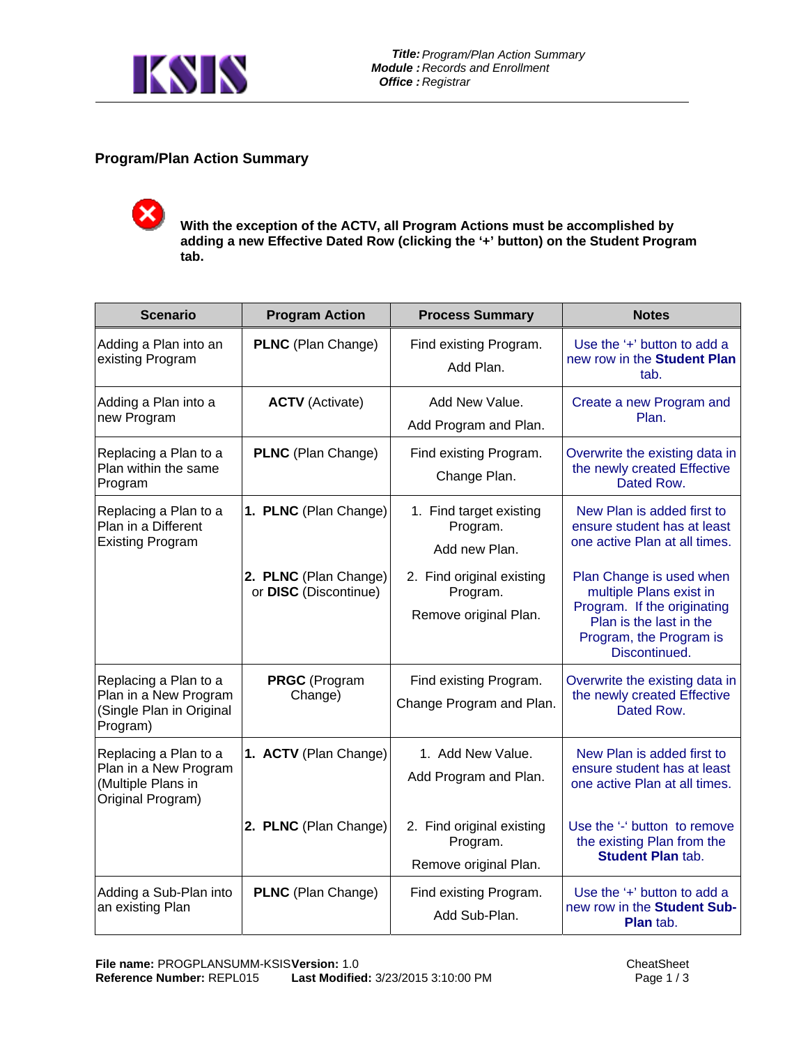## Program/Plan Action Summary

**With the exception of the ACTV, all Program Actions must be accomplished by adding a new Effective Dated Row (clicking the '+' button) on the Student Program tab.**

| Scenario | Program Action | Process Summary | Notes |
|---|---|---|---|
| Adding a Plan into an existing Program | **PLNC** (Plan Change) | Find existing Program.<br><br>Add Plan. | Use the '+' button to add a new row in the **Student Plan** tab. |
| Adding a Plan into a new Program | **ACTV** (Activate) | Add New Value.<br><br>Add Program and Plan. | Create a new Program and Plan. |
| Replacing a Plan to a Plan within the same Program | **PLNC** (Plan Change) | Find existing Program.<br><br>Change Plan. | Overwrite the existing data in the newly created Effective Dated Row. |
| Replacing a Plan to a Plan in a Different Existing Program | **1. PLNC** (Plan Change)<br><br>**2. PLNC** (Plan Change) or **DISC** (Discontinue) | 1. Find target existing Program.<br><br>Add new Plan.<br><br>2. Find original existing Program.<br><br>Remove original Plan. | New Plan is added first to ensure student has at least one active Plan at all times.<br><br>Plan Change is used when multiple Plans exist in Program. If the originating Plan is the last in the Program, the Program is Discontinued. |
| Replacing a Plan to a Plan in a New Program (Single Plan in Original Program) | **PRGC** (Program Change) | Find existing Program.<br><br>Change Program and Plan. | Overwrite the existing data in the newly created Effective Dated Row. |
| Replacing a Plan to a Plan in a New Program (Multiple Plans in Original Program) | **1. ACTV** (Plan Change)<br><br>**2. PLNC** (Plan Change) | 1. Add New Value.<br><br>Add Program and Plan.<br><br>2. Find original existing Program.<br><br>Remove original Plan. | New Plan is added first to ensure student has at least one active Plan at all times.<br><br>Use the '-' button to remove the existing Plan from the **Student Plan** tab. |
| Adding a Sub-Plan into an existing Plan | **PLNC** (Plan Change) | Find existing Program.<br><br>Add Sub-Plan. | Use the '+' button to add a new row in the **Student Sub-Plan** tab. |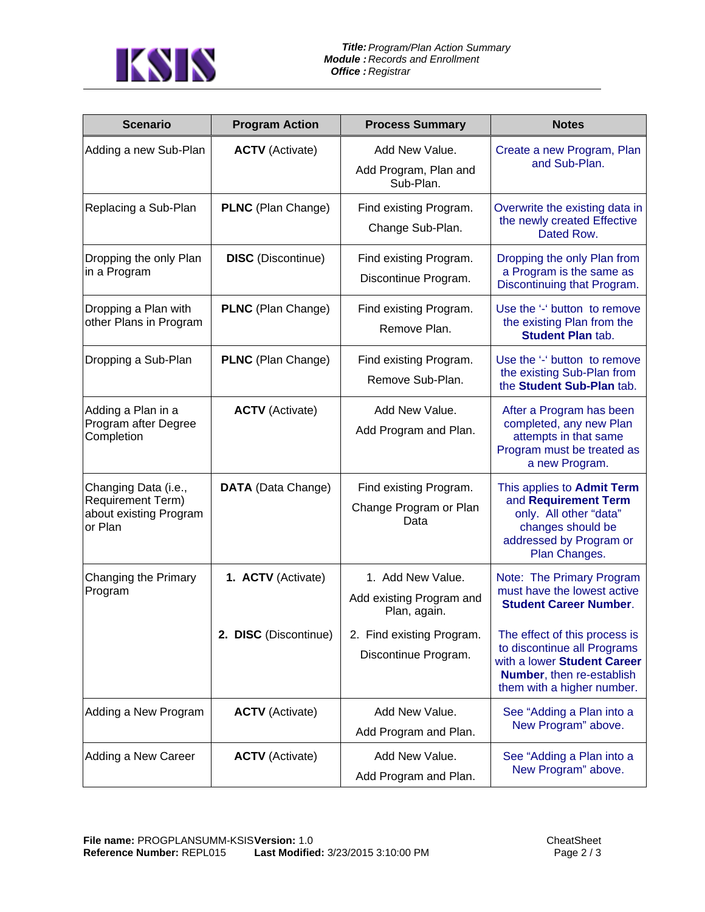| Scenario | Program Action | Process Summary | Notes |
|---|---|---|---|
| Adding a new Sub-Plan | **ACTV** (Activate) | Add New Value.<br>Add Program, Plan and Sub-Plan. | Create a new Program, Plan and Sub-Plan. |
| Replacing a Sub-Plan | **PLNC** (Plan Change) | Find existing Program.<br>Change Sub-Plan. | Overwrite the existing data in the newly created Effective Dated Row. |
| Dropping the only Plan in a Program | **DISC** (Discontinue) | Find existing Program.<br>Discontinue Program. | Dropping the only Plan from a Program is the same as Discontinuing that Program. |
| Dropping a Plan with other Plans in Program | **PLNC** (Plan Change) | Find existing Program.<br>Remove Plan. | Use the '-' button to remove the existing Plan from the **Student Plan** tab. |
| Dropping a Sub-Plan | **PLNC** (Plan Change) | Find existing Program.<br>Remove Sub-Plan. | Use the '-' button to remove the existing Sub-Plan from the **Student Sub-Plan** tab. |
| Adding a Plan in a Program after Degree Completion | **ACTV** (Activate) | Add New Value.<br>Add Program and Plan. | After a Program has been completed, any new Plan attempts in that same Program must be treated as a new Program. |
| Changing Data (i.e., Requirement Term) about existing Program or Plan | **DATA** (Data Change) | Find existing Program.<br>Change Program or Plan Data | This applies to **Admit Term** and **Requirement Term** only. All other "data" changes should be addressed by Program or Plan Changes. |
| Changing the Primary Program | 1. **ACTV** (Activate)<br><br>2. **DISC** (Discontinue) | 1. Add New Value.<br>Add existing Program and Plan, again.<br><br>2. Find existing Program.<br>Discontinue Program. | Note: The Primary Program must have the lowest active **Student Career Number**.<br><br>The effect of this process is to discontinue all Programs with a lower **Student Career Number**, then re-establish them with a higher number. |
| Adding a New Program | **ACTV** (Activate) | Add New Value.<br>Add Program and Plan. | See "Adding a Plan into a New Program" above. |
| Adding a New Career | **ACTV** (Activate) | Add New Value.<br>Add Program and Plan. | See "Adding a Plan into a New Program" above. |